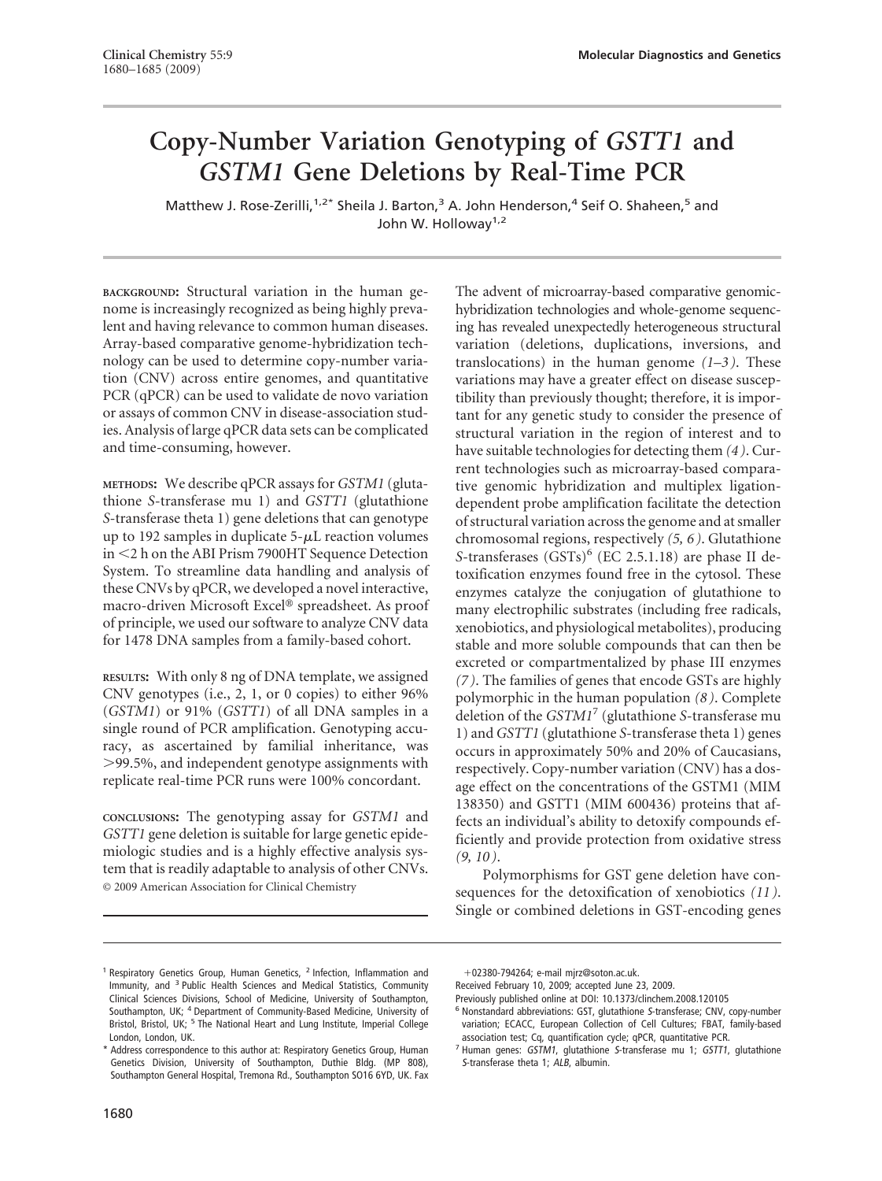# Copy-Number Variation Genotyping of *GSTT1* and *GSTM1* Gene Deletions by Real-Time PCR

Matthew J. Rose-Zerilli,[1,2*] Sheila J. Barton,[3] A. John Henderson,[4] Seif O. Shaheen,[5] and John W. Holloway[1,2]

**BACKGROUND:** Structural variation in the human genome is increasingly recognized as being highly prevalent and having relevance to common human diseases. Array-based comparative genome-hybridization technology can be used to determine copy-number variation (CNV) across entire genomes, and quantitative PCR (qPCR) can be used to validate de novo variation or assays of common CNV in disease-association studies. Analysis of large qPCR data sets can be complicated and time-consuming, however.

**METHODS:** We describe qPCR assays for *GSTM1* (glutathione *S*-transferase mu 1) and *GSTT1* (glutathione *S*-transferase theta 1) gene deletions that can genotype up to 192 samples in duplicate 5-μL reaction volumes in <2 h on the ABI Prism 7900HT Sequence Detection System. To streamline data handling and analysis of these CNVs by qPCR, we developed a novel interactive, macro-driven Microsoft Excel® spreadsheet. As proof of principle, we used our software to analyze CNV data for 1478 DNA samples from a family-based cohort.

**RESULTS:** With only 8 ng of DNA template, we assigned CNV genotypes (i.e., 2, 1, or 0 copies) to either 96% (*GSTM1*) or 91% (*GSTT1*) of all DNA samples in a single round of PCR amplification. Genotyping accuracy, as ascertained by familial inheritance, was >99.5%, and independent genotype assignments with replicate real-time PCR runs were 100% concordant.

**CONCLUSIONS:** The genotyping assay for *GSTM1* and *GSTT1* gene deletion is suitable for large genetic epidemiologic studies and is a highly effective analysis system that is readily adaptable to analysis of other CNVs.
© 2009 American Association for Clinical Chemistry

The advent of microarray-based comparative genomic-hybridization technologies and whole-genome sequencing has revealed unexpectedly heterogeneous structural variation (deletions, duplications, inversions, and translocations) in the human genome *(1–3)*. These variations may have a greater effect on disease susceptibility than previously thought; therefore, it is important for any genetic study to consider the presence of structural variation in the region of interest and to have suitable technologies for detecting them *(4)*. Current technologies such as microarray-based comparative genomic hybridization and multiplex ligation-dependent probe amplification facilitate the detection of structural variation across the genome and at smaller chromosomal regions, respectively *(5, 6)*. Glutathione *S*-transferases (GSTs)[6] (EC 2.5.1.18) are phase II detoxification enzymes found free in the cytosol. These enzymes catalyze the conjugation of glutathione to many electrophilic substrates (including free radicals, xenobiotics, and physiological metabolites), producing stable and more soluble compounds that can then be excreted or compartmentalized by phase III enzymes *(7)*. The families of genes that encode GSTs are highly polymorphic in the human population *(8)*. Complete deletion of the *GSTM1*[7] (glutathione *S*-transferase mu 1) and *GSTT1* (glutathione *S*-transferase theta 1) genes occurs in approximately 50% and 20% of Caucasians, respectively. Copy-number variation (CNV) has a dosage effect on the concentrations of the GSTM1 (MIM 138350) and GSTT1 (MIM 600436) proteins that affects an individual's ability to detoxify compounds efficiently and provide protection from oxidative stress *(9, 10)*.

Polymorphisms for GST gene deletion have consequences for the detoxification of xenobiotics *(11)*. Single or combined deletions in GST-encoding genes

---

[1] Respiratory Genetics Group, Human Genetics, [2] Infection, Inflammation and Immunity, and [3] Public Health Sciences and Medical Statistics, Community Clinical Sciences Divisions, School of Medicine, University of Southampton, Southampton, UK; [4] Department of Community-Based Medicine, University of Bristol, Bristol, UK; [5] The National Heart and Lung Institute, Imperial College London, London, UK.

\* Address correspondence to this author at: Respiratory Genetics Group, Human Genetics Division, University of Southampton, Duthie Bldg. (MP 808), Southampton General Hospital, Tremona Rd., Southampton SO16 6YD, UK. Fax +02380-794264; e-mail mjrz@soton.ac.uk.

Received February 10, 2009; accepted June 23, 2009.

Previously published online at DOI: 10.1373/clinchem.2008.120105

[6] Nonstandard abbreviations: GST, glutathione *S*-transferase; CNV, copy-number variation; ECACC, European Collection of Cell Cultures; FBAT, family-based association test; Cq, quantification cycle; qPCR, quantitative PCR.

[7] Human genes: *GSTM1*, glutathione *S*-transferase mu 1; *GSTT1*, glutathione *S*-transferase theta 1; *ALB*, albumin.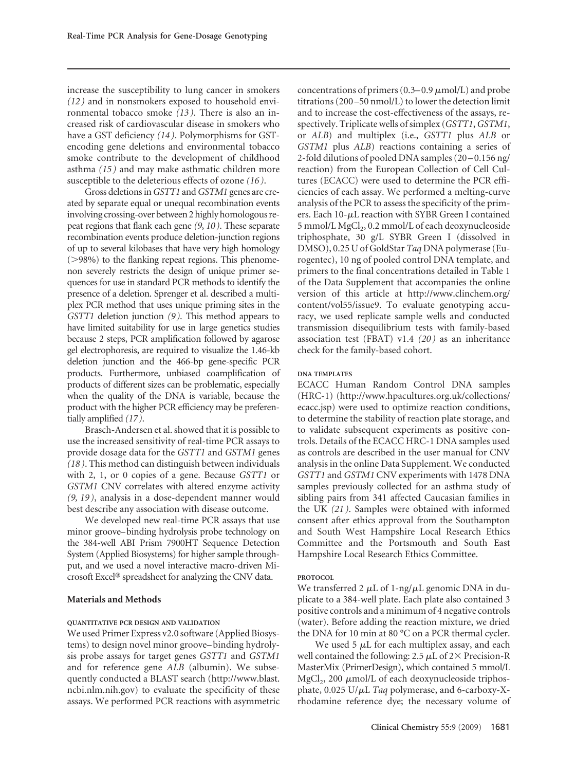increase the susceptibility to lung cancer in smokers *(12)* and in nonsmokers exposed to household environmental tobacco smoke *(13)*. There is also an increased risk of cardiovascular disease in smokers who have a GST deficiency *(14)*. Polymorphisms for GST-encoding gene deletions and environmental tobacco smoke contribute to the development of childhood asthma *(15)* and may make asthmatic children more susceptible to the deleterious effects of ozone *(16)*.

Gross deletions in *GSTT1* and *GSTM1* genes are created by separate equal or unequal recombination events involving crossing-over between 2 highly homologous repeat regions that flank each gene *(9, 10)*. These separate recombination events produce deletion-junction regions of up to several kilobases that have very high homology (>98%) to the flanking repeat regions. This phenomenon severely restricts the design of unique primer sequences for use in standard PCR methods to identify the presence of a deletion. Sprenger et al. described a multiplex PCR method that uses unique priming sites in the *GSTT1* deletion junction *(9)*. This method appears to have limited suitability for use in large genetics studies because 2 steps, PCR amplification followed by agarose gel electrophoresis, are required to visualize the 1.46-kb deletion junction and the 466-bp gene-specific PCR products. Furthermore, unbiased coamplification of products of different sizes can be problematic, especially when the quality of the DNA is variable, because the product with the higher PCR efficiency may be preferentially amplified *(17)*.

Brasch-Andersen et al. showed that it is possible to use the increased sensitivity of real-time PCR assays to provide dosage data for the *GSTT1* and *GSTM1* genes *(18)*. This method can distinguish between individuals with 2, 1, or 0 copies of a gene. Because *GSTT1* or *GSTM1* CNV correlates with altered enzyme activity *(9, 19)*, analysis in a dose-dependent manner would best describe any association with disease outcome.

We developed new real-time PCR assays that use minor groove–binding hydrolysis probe technology on the 384-well ABI Prism 7900HT Sequence Detection System (Applied Biosystems) for higher sample throughput, and we used a novel interactive macro-driven Microsoft Excel® spreadsheet for analyzing the CNV data.

## Materials and Methods

### QUANTITATIVE PCR DESIGN AND VALIDATION

We used Primer Express v2.0 software (Applied Biosystems) to design novel minor groove–binding hydrolysis probe assays for target genes *GSTT1* and *GSTM1* and for reference gene *ALB* (albumin). We subsequently conducted a BLAST search (http://www.blast.ncbi.nlm.nih.gov) to evaluate the specificity of these assays. We performed PCR reactions with asymmetric concentrations of primers (0.3–0.9 μmol/L) and probe titrations (200–50 nmol/L) to lower the detection limit and to increase the cost-effectiveness of the assays, respectively. Triplicate wells of simplex (*GSTT1*, *GSTM1*, or *ALB*) and multiplex (i.e., *GSTT1* plus *ALB* or *GSTM1* plus *ALB*) reactions containing a series of 2-fold dilutions of pooled DNA samples (20–0.156 ng/reaction) from the European Collection of Cell Cultures (ECACC) were used to determine the PCR efficiencies of each assay. We performed a melting-curve analysis of the PCR to assess the specificity of the primers. Each 10-μL reaction with SYBR Green I contained 5 mmol/L $MgCl_2$, 0.2 mmol/L of each deoxynucleoside triphosphate, 30 g/L SYBR Green I (dissolved in DMSO), 0.25 U of GoldStar *Taq* DNA polymerase (Eurogentec), 10 ng of pooled control DNA template, and primers to the final concentrations detailed in Table 1 of the Data Supplement that accompanies the online version of this article at http://www.clinchem.org/content/vol55/issue9. To evaluate genotyping accuracy, we used replicate sample wells and conducted transmission disequilibrium tests with family-based association test (FBAT) v1.4 *(20)* as an inheritance check for the family-based cohort.

### DNA TEMPLATES

ECACC Human Random Control DNA samples (HRC-1) (http://www.hpacultures.org.uk/collections/ecacc.jsp) were used to optimize reaction conditions, to determine the stability of reaction plate storage, and to validate subsequent experiments as positive controls. Details of the ECACC HRC-1 DNA samples used as controls are described in the user manual for CNV analysis in the online Data Supplement. We conducted *GSTT1* and *GSTM1* CNV experiments with 1478 DNA samples previously collected for an asthma study of sibling pairs from 341 affected Caucasian families in the UK *(21)*. Samples were obtained with informed consent after ethics approval from the Southampton and South West Hampshire Local Research Ethics Committee and the Portsmouth and South East Hampshire Local Research Ethics Committee.

### PROTOCOL

We transferred 2 μL of 1-ng/μL genomic DNA in duplicate to a 384-well plate. Each plate also contained 3 positive controls and a minimum of 4 negative controls (water). Before adding the reaction mixture, we dried the DNA for 10 min at 80 °C on a PCR thermal cycler.

We used 5 μL for each multiplex assay, and each well contained the following: 2.5 μL of 2× Precision-R MasterMix (PrimerDesign), which contained 5 mmol/L $MgCl_2$, 200 μmol/L of each deoxynucleoside triphosphate, 0.025 U/μL *Taq* polymerase, and 6-carboxy-X-rhodamine reference dye; the necessary volume of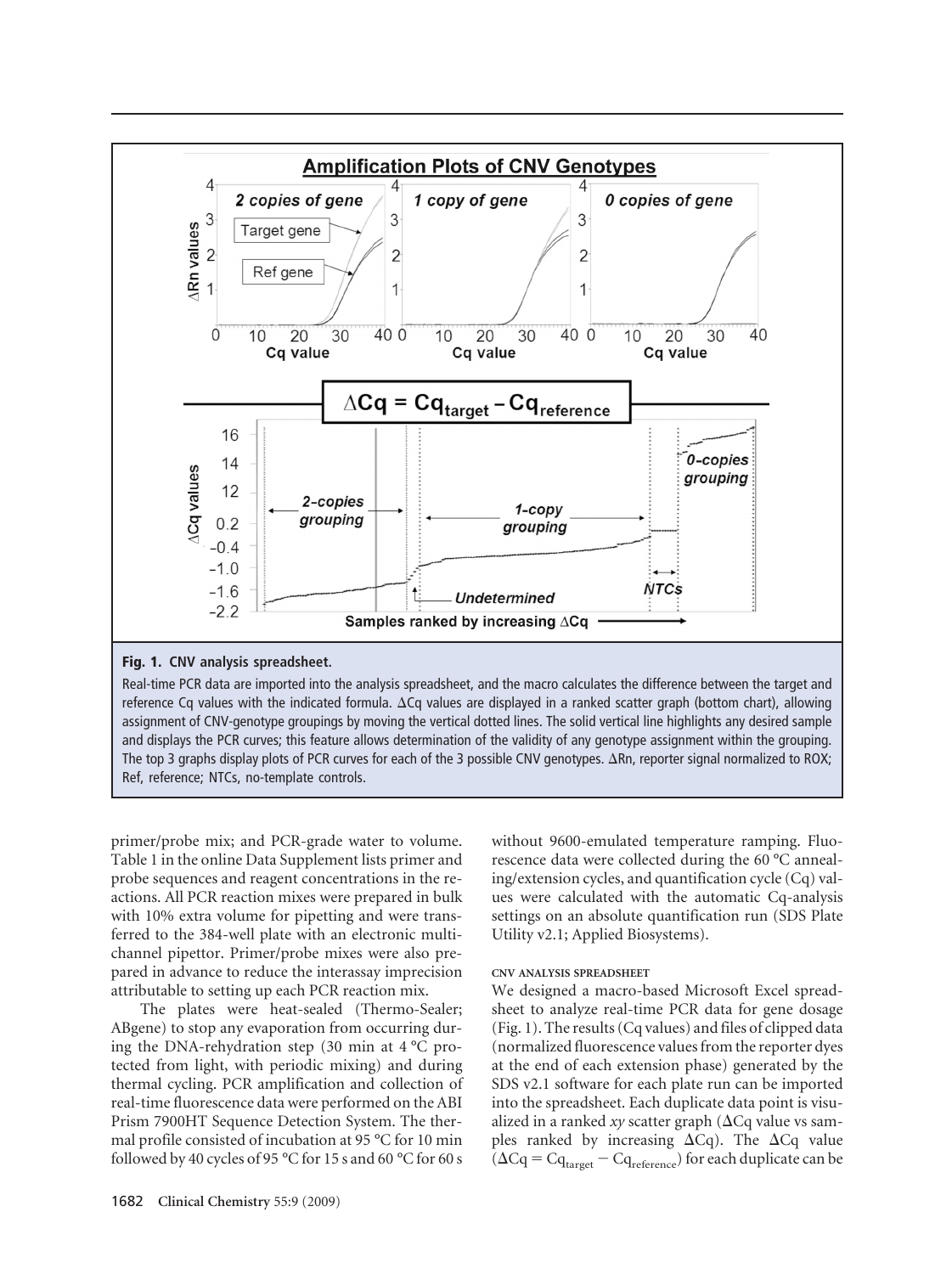**Fig. 1. CNV analysis spreadsheet.**

Real-time PCR data are imported into the analysis spreadsheet, and the macro calculates the difference between the target and reference Cq values with the indicated formula. ΔCq values are displayed in a ranked scatter graph (bottom chart), allowing assignment of CNV-genotype groupings by moving the vertical dotted lines. The solid vertical line highlights any desired sample and displays the PCR curves; this feature allows determination of the validity of any genotype assignment within the grouping. The top 3 graphs display plots of PCR curves for each of the 3 possible CNV genotypes. ΔRn, reporter signal normalized to ROX; Ref, reference; NTCs, no-template controls.

primer/probe mix; and PCR-grade water to volume. Table 1 in the online Data Supplement lists primer and probe sequences and reagent concentrations in the reactions. All PCR reaction mixes were prepared in bulk with 10% extra volume for pipetting and were transferred to the 384-well plate with an electronic multichannel pipettor. Primer/probe mixes were also prepared in advance to reduce the interassay imprecision attributable to setting up each PCR reaction mix.

The plates were heat-sealed (Thermo-Sealer; ABgene) to stop any evaporation from occurring during the DNA-rehydration step (30 min at 4 °C protected from light, with periodic mixing) and during thermal cycling. PCR amplification and collection of real-time fluorescence data were performed on the ABI Prism 7900HT Sequence Detection System. The thermal profile consisted of incubation at 95 °C for 10 min followed by 40 cycles of 95 °C for 15 s and 60 °C for 60 s without 9600-emulated temperature ramping. Fluorescence data were collected during the 60 °C annealing/extension cycles, and quantification cycle (Cq) values were calculated with the automatic Cq-analysis settings on an absolute quantification run (SDS Plate Utility v2.1; Applied Biosystems).

### CNV ANALYSIS SPREADSHEET

We designed a macro-based Microsoft Excel spreadsheet to analyze real-time PCR data for gene dosage (Fig. 1). The results (Cq values) and files of clipped data (normalized fluorescence values from the reporter dyes at the end of each extension phase) generated by the SDS v2.1 software for each plate run can be imported into the spreadsheet. Each duplicate data point is visualized in a ranked *xy* scatter graph (ΔCq value vs samples ranked by increasing ΔCq). The ΔCq value ($\Delta Cq = Cq_{target} - Cq_{reference}$) for each duplicate can be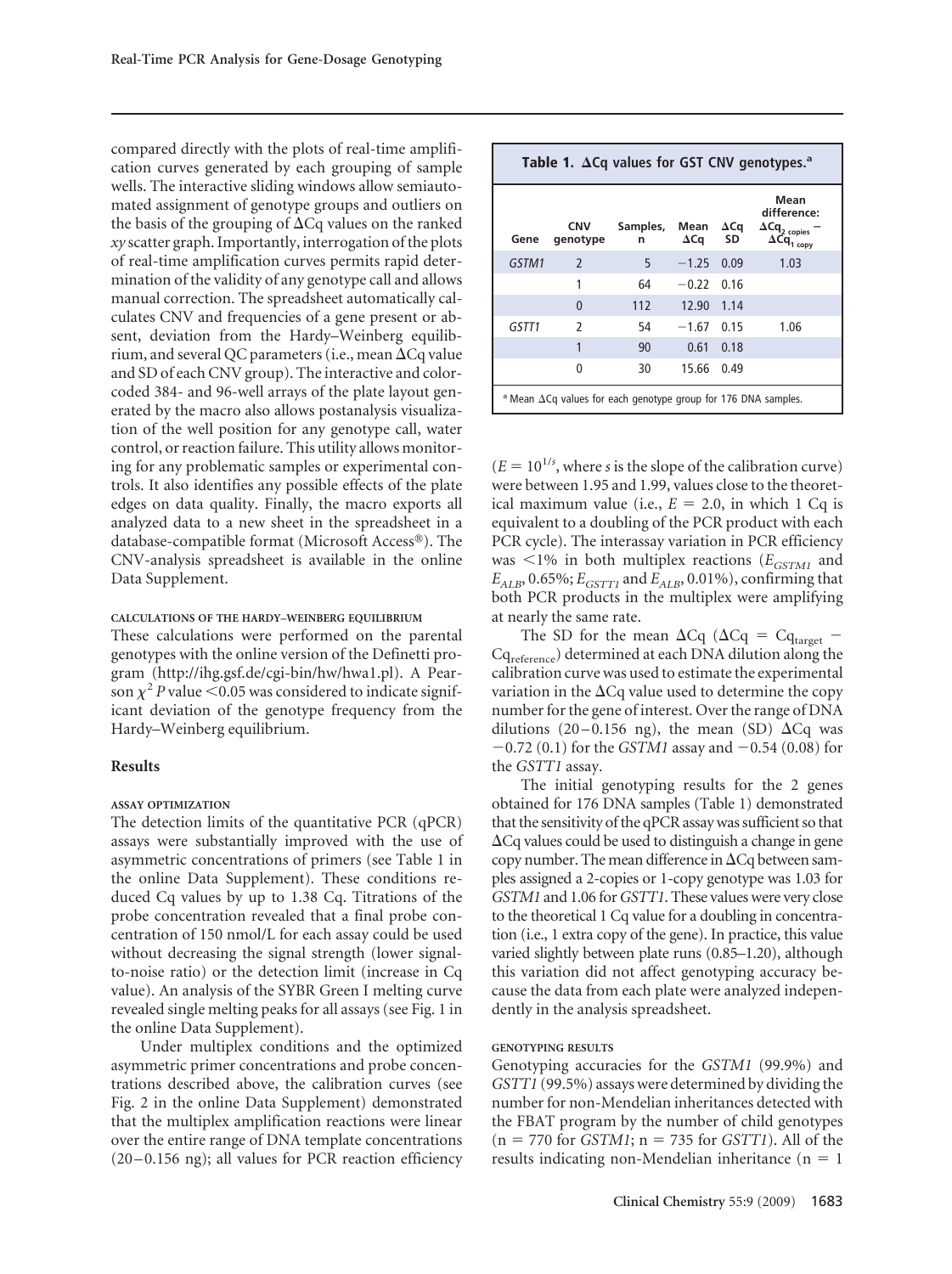compared directly with the plots of real-time amplification curves generated by each grouping of sample wells. The interactive sliding windows allow semiautomated assignment of genotype groups and outliers on the basis of the grouping of ΔCq values on the ranked *xy* scatter graph. Importantly, interrogation of the plots of real-time amplification curves permits rapid determination of the validity of any genotype call and allows manual correction. The spreadsheet automatically calculates CNV and frequencies of a gene present or absent, deviation from the Hardy–Weinberg equilibrium, and several QC parameters (i.e., mean ΔCq value and SD of each CNV group). The interactive and color-coded 384- and 96-well arrays of the plate layout generated by the macro also allows postanalysis visualization of the well position for any genotype call, water control, or reaction failure. This utility allows monitoring for any problematic samples or experimental controls. It also identifies any possible effects of the plate edges on data quality. Finally, the macro exports all analyzed data to a new sheet in the spreadsheet in a database-compatible format (Microsoft Access®). The CNV-analysis spreadsheet is available in the online Data Supplement.

#### CALCULATIONS OF THE HARDY–WEINBERG EQUILIBRIUM

These calculations were performed on the parental genotypes with the online version of the Definetti program (http://ihg.gsf.de/cgi-bin/hw/hwa1.pl). A Pearson $\chi^2$ *P* value <0.05 was considered to indicate significant deviation of the genotype frequency from the Hardy–Weinberg equilibrium.

## Results

#### ASSAY OPTIMIZATION

The detection limits of the quantitative PCR (qPCR) assays were substantially improved with the use of asymmetric concentrations of primers (see Table 1 in the online Data Supplement). These conditions reduced Cq values by up to 1.38 Cq. Titrations of the probe concentration revealed that a final probe concentration of 150 nmol/L for each assay could be used without decreasing the signal strength (lower signal-to-noise ratio) or the detection limit (increase in Cq value). An analysis of the SYBR Green I melting curve revealed single melting peaks for all assays (see Fig. 1 in the online Data Supplement).

Under multiplex conditions and the optimized asymmetric primer concentrations and probe concentrations described above, the calibration curves (see Fig. 2 in the online Data Supplement) demonstrated that the multiplex amplification reactions were linear over the entire range of DNA template concentrations (20–0.156 ng); all values for PCR reaction efficiency

**Table 1. ΔCq values for GST CNV genotypes.[a]**

| Gene | CNV genotype | Samples, n | Mean ΔCq | ΔCq SD | Mean difference: $\Delta Cq_{2\ copies} - \Delta Cq_{1\ copy}$ |
|---|---|---|---|---|---|
| *GSTM1* | 2 | 5 | −1.25 | 0.09 | 1.03 |
| | 1 | 64 | −0.22 | 0.16 | |
| | 0 | 112 | 12.90 | 1.14 | |
| *GSTT1* | 2 | 54 | −1.67 | 0.15 | 1.06 |
| | 1 | 90 | 0.61 | 0.18 | |
| | 0 | 30 | 15.66 | 0.49 | |

[a] Mean ΔCq values for each genotype group for 176 DNA samples.

($E = 10^{1/s}$, where *s* is the slope of the calibration curve) were between 1.95 and 1.99, values close to the theoretical maximum value (i.e., $E = 2.0$, in which 1 Cq is equivalent to a doubling of the PCR product with each PCR cycle). The interassay variation in PCR efficiency was <1% in both multiplex reactions ($E_{GSTM1}$ and $E_{ALB}$, 0.65%; $E_{GSTT1}$ and $E_{ALB}$, 0.01%), confirming that both PCR products in the multiplex were amplifying at nearly the same rate.

The SD for the mean ΔCq ($\Delta Cq = Cq_{target} - Cq_{reference}$) determined at each DNA dilution along the calibration curve was used to estimate the experimental variation in the ΔCq value used to determine the copy number for the gene of interest. Over the range of DNA dilutions (20–0.156 ng), the mean (SD) ΔCq was −0.72 (0.1) for the *GSTM1* assay and −0.54 (0.08) for the *GSTT1* assay.

The initial genotyping results for the 2 genes obtained for 176 DNA samples (Table 1) demonstrated that the sensitivity of the qPCR assay was sufficient so that ΔCq values could be used to distinguish a change in gene copy number. The mean difference in ΔCq between samples assigned a 2-copies or 1-copy genotype was 1.03 for *GSTM1* and 1.06 for *GSTT1*. These values were very close to the theoretical 1 Cq value for a doubling in concentration (i.e., 1 extra copy of the gene). In practice, this value varied slightly between plate runs (0.85–1.20), although this variation did not affect genotyping accuracy because the data from each plate were analyzed independently in the analysis spreadsheet.

#### GENOTYPING RESULTS

Genotyping accuracies for the *GSTM1* (99.9%) and *GSTT1* (99.5%) assays were determined by dividing the number for non-Mendelian inheritances detected with the FBAT program by the number of child genotypes (n = 770 for *GSTM1*; n = 735 for *GSTT1*). All of the results indicating non-Mendelian inheritance (n = 1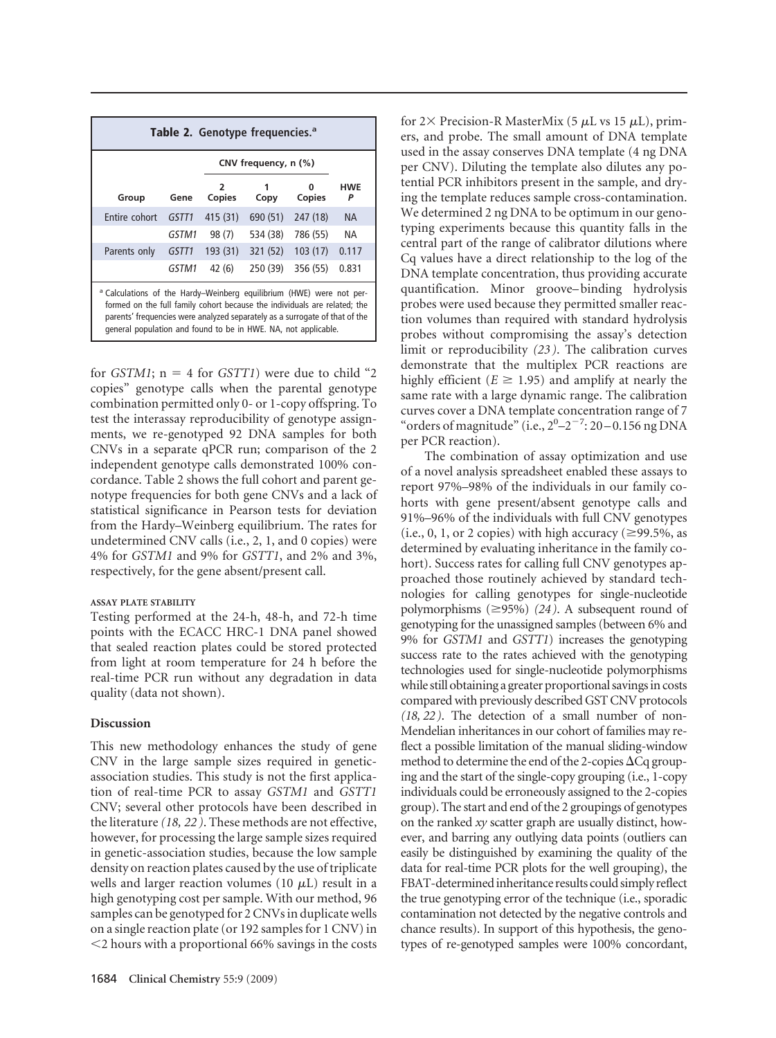**Table 2. Genotype frequencies.[a]**

| Group | Gene | CNV frequency, n (%) | | | HWE *P* |
|---|---|---|---|---|---|
| | | 2 Copies | 1 Copy | 0 Copies | |
| Entire cohort | *GSTT1* | 415 (31) | 690 (51) | 247 (18) | NA |
| | *GSTM1* | 98 (7) | 534 (38) | 786 (55) | NA |
| Parents only | *GSTT1* | 193 (31) | 321 (52) | 103 (17) | 0.117 |
| | *GSTM1* | 42 (6) | 250 (39) | 356 (55) | 0.831 |

[a] Calculations of the Hardy–Weinberg equilibrium (HWE) were not performed on the full family cohort because the individuals are related; the parents' frequencies were analyzed separately as a surrogate of that of the general population and found to be in HWE. NA, not applicable.

for *GSTM1*; n = 4 for *GSTT1*) were due to child "2 copies" genotype calls when the parental genotype combination permitted only 0- or 1-copy offspring. To test the interassay reproducibility of genotype assignments, we re-genotyped 92 DNA samples for both CNVs in a separate qPCR run; comparison of the 2 independent genotype calls demonstrated 100% concordance. Table 2 shows the full cohort and parent genotype frequencies for both gene CNVs and a lack of statistical significance in Pearson tests for deviation from the Hardy–Weinberg equilibrium. The rates for undetermined CNV calls (i.e., 2, 1, and 0 copies) were 4% for *GSTM1* and 9% for *GSTT1*, and 2% and 3%, respectively, for the gene absent/present call.

#### ASSAY PLATE STABILITY

Testing performed at the 24-h, 48-h, and 72-h time points with the ECACC HRC-1 DNA panel showed that sealed reaction plates could be stored protected from light at room temperature for 24 h before the real-time PCR run without any degradation in data quality (data not shown).

## Discussion

This new methodology enhances the study of gene CNV in the large sample sizes required in genetic-association studies. This study is not the first application of real-time PCR to assay *GSTM1* and *GSTT1* CNV; several other protocols have been described in the literature *(18, 22)*. These methods are not effective, however, for processing the large sample sizes required in genetic-association studies, because the low sample density on reaction plates caused by the use of triplicate wells and larger reaction volumes (10 μL) result in a high genotyping cost per sample. With our method, 96 samples can be genotyped for 2 CNVs in duplicate wells on a single reaction plate (or 192 samples for 1 CNV) in <2 hours with a proportional 66% savings in the costs for 2× Precision-R MasterMix (5 μL vs 15 μL), primers, and probe. The small amount of DNA template used in the assay conserves DNA template (4 ng DNA per CNV). Diluting the template also dilutes any potential PCR inhibitors present in the sample, and drying the template reduces sample cross-contamination. We determined 2 ng DNA to be optimum in our genotyping experiments because this quantity falls in the central part of the range of calibrator dilutions where Cq values have a direct relationship to the log of the DNA template concentration, thus providing accurate quantification. Minor groove–binding hydrolysis probes were used because they permitted smaller reaction volumes than required with standard hydrolysis probes without compromising the assay's detection limit or reproducibility *(23)*. The calibration curves demonstrate that the multiplex PCR reactions are highly efficient ($E \geq 1.95$) and amplify at nearly the same rate with a large dynamic range. The calibration curves cover a DNA template concentration range of 7 "orders of magnitude" (i.e., $2^0$–$2^{-7}$: 20–0.156 ng DNA per PCR reaction).

The combination of assay optimization and use of a novel analysis spreadsheet enabled these assays to report 97%–98% of the individuals in our family cohorts with gene present/absent genotype calls and 91%–96% of the individuals with full CNV genotypes (i.e., 0, 1, or 2 copies) with high accuracy (≥99.5%, as determined by evaluating inheritance in the family cohort). Success rates for calling full CNV genotypes approached those routinely achieved by standard technologies for calling genotypes for single-nucleotide polymorphisms (≥95%) *(24)*. A subsequent round of genotyping for the unassigned samples (between 6% and 9% for *GSTM1* and *GSTT1*) increases the genotyping success rate to the rates achieved with the genotyping technologies used for single-nucleotide polymorphisms while still obtaining a greater proportional savings in costs compared with previously described GST CNV protocols *(18, 22)*. The detection of a small number of non-Mendelian inheritances in our cohort of families may reflect a possible limitation of the manual sliding-window method to determine the end of the 2-copies ΔCq grouping and the start of the single-copy grouping (i.e., 1-copy individuals could be erroneously assigned to the 2-copies group). The start and end of the 2 groupings of genotypes on the ranked *xy* scatter graph are usually distinct, however, and barring any outlying data points (outliers can easily be distinguished by examining the quality of the data for real-time PCR plots for the well grouping), the FBAT-determined inheritance results could simply reflect the true genotyping error of the technique (i.e., sporadic contamination not detected by the negative controls and chance results). In support of this hypothesis, the genotypes of re-genotyped samples were 100% concordant,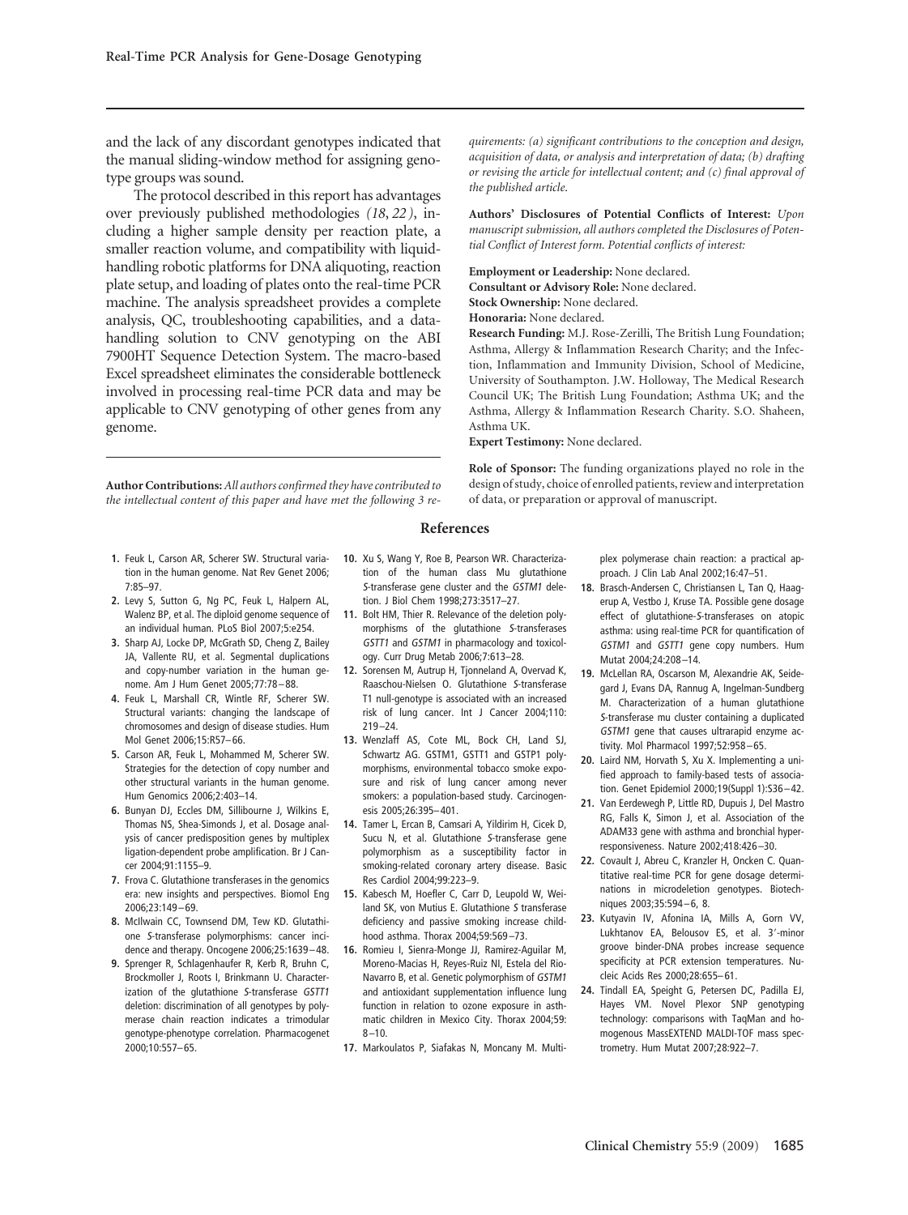and the lack of any discordant genotypes indicated that the manual sliding-window method for assigning genotype groups was sound.

The protocol described in this report has advantages over previously published methodologies *(18, 22)*, including a higher sample density per reaction plate, a smaller reaction volume, and compatibility with liquid-handling robotic platforms for DNA aliquoting, reaction plate setup, and loading of plates onto the real-time PCR machine. The analysis spreadsheet provides a complete analysis, QC, troubleshooting capabilities, and a data-handling solution to CNV genotyping on the ABI 7900HT Sequence Detection System. The macro-based Excel spreadsheet eliminates the considerable bottleneck involved in processing real-time PCR data and may be applicable to CNV genotyping of other genes from any genome.

---

**Author Contributions:** *All authors confirmed they have contributed to the intellectual content of this paper and have met the following 3 requirements: (a) significant contributions to the conception and design, acquisition of data, or analysis and interpretation of data; (b) drafting or revising the article for intellectual content; and (c) final approval of the published article.*

**Authors' Disclosures of Potential Conflicts of Interest:** *Upon manuscript submission, all authors completed the Disclosures of Potential Conflict of Interest form. Potential conflicts of interest:*

**Employment or Leadership:** None declared.
**Consultant or Advisory Role:** None declared.
**Stock Ownership:** None declared.
**Honoraria:** None declared.
**Research Funding:** M.J. Rose-Zerilli, The British Lung Foundation; Asthma, Allergy & Inflammation Research Charity; and the Infection, Inflammation and Immunity Division, School of Medicine, University of Southampton. J.W. Holloway, The Medical Research Council UK; The British Lung Foundation; Asthma UK; and the Asthma, Allergy & Inflammation Research Charity. S.O. Shaheen, Asthma UK.
**Expert Testimony:** None declared.

**Role of Sponsor:** The funding organizations played no role in the design of study, choice of enrolled patients, review and interpretation of data, or preparation or approval of manuscript.

## References

1. Feuk L, Carson AR, Scherer SW. Structural variation in the human genome. Nat Rev Genet 2006; 7:85–97.
2. Levy S, Sutton G, Ng PC, Feuk L, Halpern AL, Walenz BP, et al. The diploid genome sequence of an individual human. PLoS Biol 2007;5:e254.
3. Sharp AJ, Locke DP, McGrath SD, Cheng Z, Bailey JA, Vallente RU, et al. Segmental duplications and copy-number variation in the human genome. Am J Hum Genet 2005;77:78–88.
4. Feuk L, Marshall CR, Wintle RF, Scherer SW. Structural variants: changing the landscape of chromosomes and design of disease studies. Hum Mol Genet 2006;15:R57–66.
5. Carson AR, Feuk L, Mohammed M, Scherer SW. Strategies for the detection of copy number and other structural variants in the human genome. Hum Genomics 2006;2:403–14.
6. Bunyan DJ, Eccles DM, Sillibourne J, Wilkins E, Thomas NS, Shea-Simonds J, et al. Dosage analysis of cancer predisposition genes by multiplex ligation-dependent probe amplification. Br J Cancer 2004;91:1155–9.
7. Frova C. Glutathione transferases in the genomics era: new insights and perspectives. Biomol Eng 2006;23:149–69.
8. McIlwain CC, Townsend DM, Tew KD. Glutathione *S*-transferase polymorphisms: cancer incidence and therapy. Oncogene 2006;25:1639–48.
9. Sprenger R, Schlagenhaufer R, Kerb R, Bruhn C, Brockmoller J, Roots I, Brinkmann U. Characterization of the glutathione *S*-transferase *GSTT1* deletion: discrimination of all genotypes by polymerase chain reaction indicates a trimodular genotype-phenotype correlation. Pharmacogenet 2000;10:557–65.
10. Xu S, Wang Y, Roe B, Pearson WR. Characterization of the human class Mu glutathione *S*-transferase gene cluster and the *GSTM1* deletion. J Biol Chem 1998;273:3517–27.
11. Bolt HM, Thier R. Relevance of the deletion polymorphisms of the glutathione *S*-transferases *GSTT1* and *GSTM1* in pharmacology and toxicology. Curr Drug Metab 2006;7:613–28.
12. Sorensen M, Autrup H, Tjonneland A, Overvad K, Raaschou-Nielsen O. Glutathione *S*-transferase T1 null-genotype is associated with an increased risk of lung cancer. Int J Cancer 2004;110: 219–24.
13. Wenzlaff AS, Cote ML, Bock CH, Land SJ, Schwartz AG. GSTM1, GSTT1 and GSTP1 polymorphisms, environmental tobacco smoke exposure and risk of lung cancer among never smokers: a population-based study. Carcinogenesis 2005;26:395–401.
14. Tamer L, Ercan B, Camsari A, Yildirim H, Cicek D, Sucu N, et al. Glutathione *S*-transferase gene polymorphism as a susceptibility factor in smoking-related coronary artery disease. Basic Res Cardiol 2004;99:223–9.
15. Kabesch M, Hoefler C, Carr D, Leupold W, Weiland SK, von Mutius E. Glutathione *S* transferase deficiency and passive smoking increase childhood asthma. Thorax 2004;59:569–73.
16. Romieu I, Sienra-Monge JJ, Ramirez-Aguilar M, Moreno-Macias H, Reyes-Ruiz NI, Estela del Rio-Navarro B, et al. Genetic polymorphism of *GSTM1* and antioxidant supplementation influence lung function in relation to ozone exposure in asthmatic children in Mexico City. Thorax 2004;59: 8–10.
17. Markoulatos P, Siafakas N, Moncany M. Multiplex polymerase chain reaction: a practical approach. J Clin Lab Anal 2002;16:47–51.
18. Brasch-Andersen C, Christiansen L, Tan Q, Haagerup A, Vestbo J, Kruse TA. Possible gene dosage effect of glutathione-*S*-transferases on atopic asthma: using real-time PCR for quantification of *GSTM1* and *GSTT1* gene copy numbers. Hum Mutat 2004;24:208–14.
19. McLellan RA, Oscarson M, Alexandrie AK, Seidegard J, Evans DA, Rannug A, Ingelman-Sundberg M. Characterization of a human glutathione *S*-transferase mu cluster containing a duplicated *GSTM1* gene that causes ultrarapid enzyme activity. Mol Pharmacol 1997;52:958–65.
20. Laird NM, Horvath S, Xu X. Implementing a unified approach to family-based tests of association. Genet Epidemiol 2000;19(Suppl 1):S36–42.
21. Van Eerdewegh P, Little RD, Dupuis J, Del Mastro RG, Falls K, Simon J, et al. Association of the ADAM33 gene with asthma and bronchial hyperresponsiveness. Nature 2002;418:426–30.
22. Covault J, Abreu C, Kranzler H, Oncken C. Quantitative real-time PCR for gene dosage determinations in microdeletion genotypes. Biotechniques 2003;35:594–6, 8.
23. Kutyavin IV, Afonina IA, Mills A, Gorn VV, Lukhtanov EA, Belousov ES, et al. 3′-minor groove binder-DNA probes increase sequence specificity at PCR extension temperatures. Nucleic Acids Res 2000;28:655–61.
24. Tindall EA, Speight G, Petersen DC, Padilla EJ, Hayes VM. Novel Plexor SNP genotyping technology: comparisons with TaqMan and homogenous MassEXTEND MALDI-TOF mass spectrometry. Hum Mutat 2007;28:922–7.